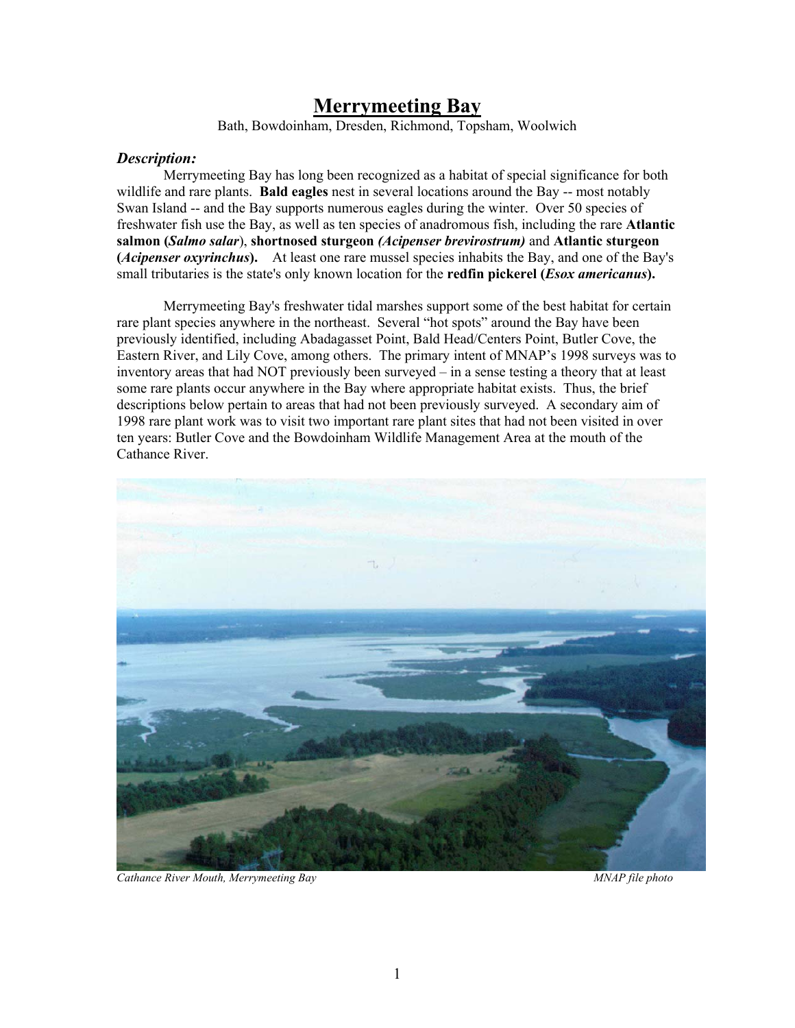# Merrymeeting Bay

Bath, Bowdoinham, Dresden, Richmond, Topsham, Woolwich

### *Description:*

Merrymeeting Bay has long been recognized as a habitat of special significance for both wildlife and rare plants. **Bald eagles** nest in several locations around the Bay -- most notably Swan Island -- and the Bay supports numerous eagles during the winter. Over 50 species of freshwater fish use the Bay, as well as ten species of anadromous fish, including the rare **Atlantic salmon (*Salmo salar*)**, **shortnosed sturgeon *(Acipenser brevirostrum)*** and **Atlantic sturgeon (*Acipenser oxyrinchus*).** At least one rare mussel species inhabits the Bay, and one of the Bay's small tributaries is the state's only known location for the **redfin pickerel (*Esox americanus*).**

Merrymeeting Bay's freshwater tidal marshes support some of the best habitat for certain rare plant species anywhere in the northeast. Several "hot spots" around the Bay have been previously identified, including Abadagasset Point, Bald Head/Centers Point, Butler Cove, the Eastern River, and Lily Cove, among others. The primary intent of MNAP's 1998 surveys was to inventory areas that had NOT previously been surveyed – in a sense testing a theory that at least some rare plants occur anywhere in the Bay where appropriate habitat exists. Thus, the brief descriptions below pertain to areas that had not been previously surveyed. A secondary aim of 1998 rare plant work was to visit two important rare plant sites that had not been visited in over ten years: Butler Cove and the Bowdoinham Wildlife Management Area at the mouth of the Cathance River.

*Cathance River Mouth, Merrymeeting Bay* *MNAP file photo*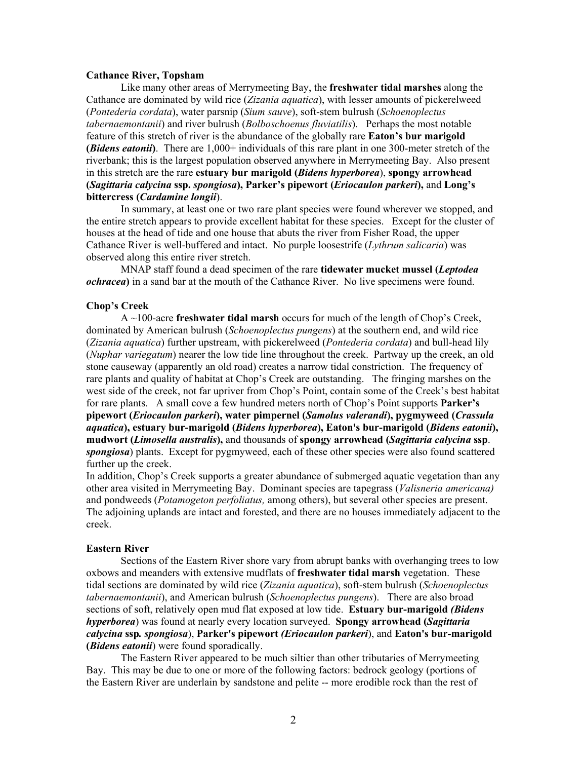**Cathance River, Topsham**

Like many other areas of Merrymeeting Bay, the **freshwater tidal marshes** along the Cathance are dominated by wild rice (*Zizania aquatica*), with lesser amounts of pickerelweed (*Pontederia cordata*), water parsnip (*Sium sauve*), soft-stem bulrush (*Schoenoplectus tabernaemontanii*) and river bulrush (*Bolboschoenus fluviatilis*). Perhaps the most notable feature of this stretch of river is the abundance of the globally rare **Eaton's bur marigold (*Bidens eatonii*)**. There are 1,000+ individuals of this rare plant in one 300-meter stretch of the riverbank; this is the largest population observed anywhere in Merrymeeting Bay. Also present in this stretch are the rare **estuary bur marigold (*Bidens hyperborea*)**, **spongy arrowhead (*Sagittaria calycina* ssp. *spongiosa*), Parker's pipewort (*Eriocaulon parkeri*),** and **Long's bittercress (*Cardamine longii*)**.

In summary, at least one or two rare plant species were found wherever we stopped, and the entire stretch appears to provide excellent habitat for these species. Except for the cluster of houses at the head of tide and one house that abuts the river from Fisher Road, the upper Cathance River is well-buffered and intact. No purple loosestrife (*Lythrum salicaria*) was observed along this entire river stretch.

MNAP staff found a dead specimen of the rare **tidewater mucket mussel (*Leptodea ochracea*)** in a sand bar at the mouth of the Cathance River. No live specimens were found.

**Chop's Creek**

A ~100-acre **freshwater tidal marsh** occurs for much of the length of Chop's Creek, dominated by American bulrush (*Schoenoplectus pungens*) at the southern end, and wild rice (*Zizania aquatica*) further upstream, with pickerelweed (*Pontederia cordata*) and bull-head lily (*Nuphar variegatum*) nearer the low tide line throughout the creek. Partway up the creek, an old stone causeway (apparently an old road) creates a narrow tidal constriction. The frequency of rare plants and quality of habitat at Chop's Creek are outstanding. The fringing marshes on the west side of the creek, not far upriver from Chop's Point, contain some of the Creek's best habitat for rare plants. A small cove a few hundred meters north of Chop's Point supports **Parker's pipewort (*Eriocaulon parkeri*), water pimpernel (*Samolus valerandi*), pygmyweed (*Crassula aquatica*), estuary bur-marigold (*Bidens hyperborea*), Eaton's bur-marigold (*Bidens eatonii*), mudwort (*Limosella australis*),** and thousands of **spongy arrowhead (*Sagittaria calycina* ssp. *spongiosa*)** plants. Except for pygmyweed, each of these other species were also found scattered further up the creek.

In addition, Chop's Creek supports a greater abundance of submerged aquatic vegetation than any other area visited in Merrymeeting Bay. Dominant species are tapegrass (*Valisneria americana)* and pondweeds (*Potamogeton perfoliatus,* among others), but several other species are present. The adjoining uplands are intact and forested, and there are no houses immediately adjacent to the creek.

**Eastern River**

Sections of the Eastern River shore vary from abrupt banks with overhanging trees to low oxbows and meanders with extensive mudflats of **freshwater tidal marsh** vegetation. These tidal sections are dominated by wild rice (*Zizania aquatica*), soft-stem bulrush (*Schoenoplectus tabernaemontanii*), and American bulrush (*Schoenoplectus pungens*). There are also broad sections of soft, relatively open mud flat exposed at low tide. **Estuary bur-marigold *(Bidens hyperborea*)** was found at nearly every location surveyed. **Spongy arrowhead (*Sagittaria calycina* ssp. *spongiosa*)**, **Parker's pipewort *(Eriocaulon parkeri*)**, and **Eaton's bur-marigold (*Bidens eatonii*)** were found sporadically.

The Eastern River appeared to be much siltier than other tributaries of Merrymeeting Bay. This may be due to one or more of the following factors: bedrock geology (portions of the Eastern River are underlain by sandstone and pelite -- more erodible rock than the rest of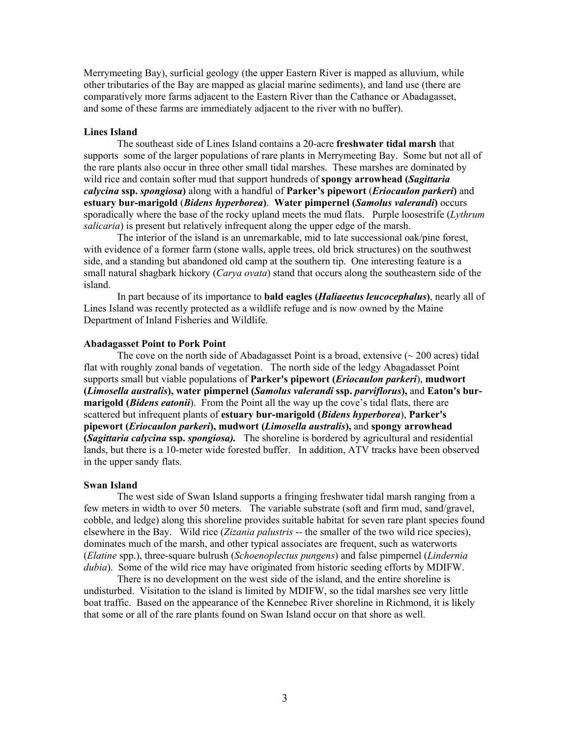Merrymeeting Bay), surficial geology (the upper Eastern River is mapped as alluvium, while other tributaries of the Bay are mapped as glacial marine sediments), and land use (there are comparatively more farms adjacent to the Eastern River than the Cathance or Abadagasset, and some of these farms are immediately adjacent to the river with no buffer).

### Lines Island

The southeast side of Lines Island contains a 20-acre **freshwater tidal marsh** that supports some of the larger populations of rare plants in Merrymeeting Bay. Some but not all of the rare plants also occur in three other small tidal marshes. These marshes are dominated by wild rice and contain softer mud that support hundreds of **spongy arrowhead (*Sagittaria calycina* ssp. *spongiosa*)** along with a handful of **Parker's pipewort** (***Eriocaulon parkeri***) and **estuary bur-marigold** (***Bidens hyperborea***). **Water pimpernel (*Samolus valerandi*)** occurs sporadically where the base of the rocky upland meets the mud flats. Purple loosestrife (*Lythrum salicaria*) is present but relatively infrequent along the upper edge of the marsh.

The interior of the island is an unremarkable, mid to late successional oak/pine forest, with evidence of a former farm (stone walls, apple trees, old brick structures) on the southwest side, and a standing but abandoned old camp at the southern tip. One interesting feature is a small natural shagbark hickory (*Carya ovata*) stand that occurs along the southeastern side of the island.

In part because of its importance to **bald eagles (*Haliaeetus leucocephalus*)**, nearly all of Lines Island was recently protected as a wildlife refuge and is now owned by the Maine Department of Inland Fisheries and Wildlife.

### Abadagasset Point to Pork Point

The cove on the north side of Abadagasset Point is a broad, extensive (~ 200 acres) tidal flat with roughly zonal bands of vegetation. The north side of the ledgy Abagadasset Point supports small but viable populations of **Parker's pipewort (*Eriocaulon parkeri*)**, **mudwort (*Limosella australis*), water pimpernel (*Samolus valerandi* ssp. *parviflorus*),** and **Eaton's bur-marigold (*Bidens eatonii*)**. From the Point all the way up the cove's tidal flats, there are scattered but infrequent plants of **estuary bur-marigold (*Bidens hyperborea*)**, **Parker's pipewort (*Eriocaulon parkeri*), mudwort (*Limosella australis*),** and **spongy arrowhead (*Sagittaria calycina* ssp. *spongiosa*).** The shoreline is bordered by agricultural and residential lands, but there is a 10-meter wide forested buffer. In addition, ATV tracks have been observed in the upper sandy flats.

### Swan Island

The west side of Swan Island supports a fringing freshwater tidal marsh ranging from a few meters in width to over 50 meters. The variable substrate (soft and firm mud, sand/gravel, cobble, and ledge) along this shoreline provides suitable habitat for seven rare plant species found elsewhere in the Bay. Wild rice (*Zizania palustris* -- the smaller of the two wild rice species), dominates much of the marsh, and other typical associates are frequent, such as waterworts (*Elatine* spp.), three-square bulrush (*Schoenoplectus pungens*) and false pimpernel (*Lindernia dubia*). Some of the wild rice may have originated from historic seeding efforts by MDIFW.

There is no development on the west side of the island, and the entire shoreline is undisturbed. Visitation to the island is limited by MDIFW, so the tidal marshes see very little boat traffic. Based on the appearance of the Kennebec River shoreline in Richmond, it is likely that some or all of the rare plants found on Swan Island occur on that shore as well.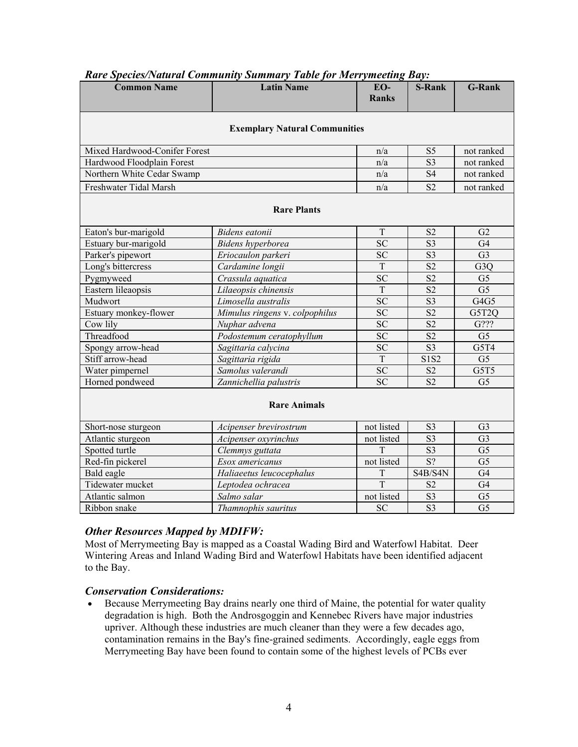### *Rare Species/Natural Community Summary Table for Merrymeeting Bay:*

| Common Name | Latin Name | EO-Ranks | S-Rank | G-Rank |
|---|---|---|---|---|
| **Exemplary Natural Communities** | | | | |
| Mixed Hardwood-Conifer Forest | | n/a | S5 | not ranked |
| Hardwood Floodplain Forest | | n/a | S3 | not ranked |
| Northern White Cedar Swamp | | n/a | S4 | not ranked |
| Freshwater Tidal Marsh | | n/a | S2 | not ranked |
| **Rare Plants** | | | | |
| Eaton's bur-marigold | *Bidens eatonii* | T | S2 | G2 |
| Estuary bur-marigold | *Bidens hyperborea* | SC | S3 | G4 |
| Parker's pipewort | *Eriocaulon parkeri* | SC | S3 | G3 |
| Long's bittercress | *Cardamine longii* | T | S2 | G3Q |
| Pygmyweed | *Crassula aquatica* | SC | S2 | G5 |
| Eastern lileaopsis | *Lilaeopsis chinensis* | T | S2 | G5 |
| Mudwort | *Limosella australis* | SC | S3 | G4G5 |
| Estuary monkey-flower | *Mimulus ringens* v. *colpophilus* | SC | S2 | G5T2Q |
| Cow lily | *Nuphar advena* | SC | S2 | G??? |
| Threadfood | *Podostemum ceratophyllum* | SC | S2 | G5 |
| Spongy arrow-head | *Sagittaria calycina* | SC | S3 | G5T4 |
| Stiff arrow-head | *Sagittaria rigida* | T | S1S2 | G5 |
| Water pimpernel | *Samolus valerandi* | SC | S2 | G5T5 |
| Horned pondweed | *Zannichellia palustris* | SC | S2 | G5 |
| **Rare Animals** | | | | |
| Short-nose sturgeon | *Acipenser brevirostrum* | not listed | S3 | G3 |
| Atlantic sturgeon | *Acipenser oxyrinchus* | not listed | S3 | G3 |
| Spotted turtle | *Clemmys guttata* | T | S3 | G5 |
| Red-fin pickerel | *Esox americanus* | not listed | S? | G5 |
| Bald eagle | *Haliaeetus leucocephalus* | T | S4B/S4N | G4 |
| Tidewater mucket | *Leptodea ochracea* | T | S2 | G4 |
| Atlantic salmon | *Salmo salar* | not listed | S3 | G5 |
| Ribbon snake | *Thamnophis sauritus* | SC | S3 | G5 |

### *Other Resources Mapped by MDIFW:*

Most of Merrymeeting Bay is mapped as a Coastal Wading Bird and Waterfowl Habitat. Deer Wintering Areas and Inland Wading Bird and Waterfowl Habitats have been identified adjacent to the Bay.

### *Conservation Considerations:*

- Because Merrymeeting Bay drains nearly one third of Maine, the potential for water quality degradation is high. Both the Androsgoggin and Kennebec Rivers have major industries upriver. Although these industries are much cleaner than they were a few decades ago, contamination remains in the Bay's fine-grained sediments. Accordingly, eagle eggs from Merrymeeting Bay have been found to contain some of the highest levels of PCBs ever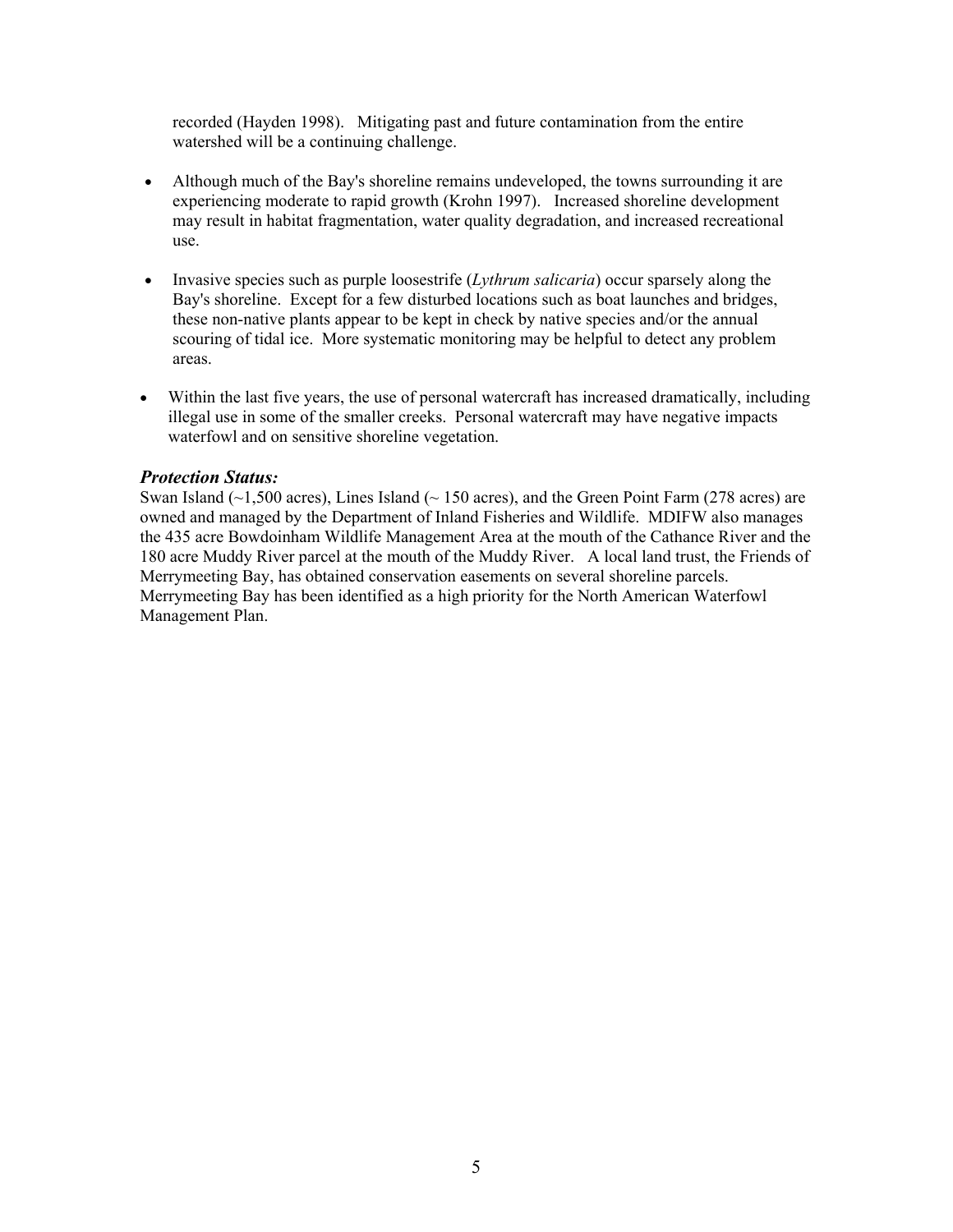recorded (Hayden 1998). Mitigating past and future contamination from the entire watershed will be a continuing challenge.

- Although much of the Bay's shoreline remains undeveloped, the towns surrounding it are experiencing moderate to rapid growth (Krohn 1997). Increased shoreline development may result in habitat fragmentation, water quality degradation, and increased recreational use.

- Invasive species such as purple loosestrife (*Lythrum salicaria*) occur sparsely along the Bay's shoreline. Except for a few disturbed locations such as boat launches and bridges, these non-native plants appear to be kept in check by native species and/or the annual scouring of tidal ice. More systematic monitoring may be helpful to detect any problem areas.

- Within the last five years, the use of personal watercraft has increased dramatically, including illegal use in some of the smaller creeks. Personal watercraft may have negative impacts waterfowl and on sensitive shoreline vegetation.

### *Protection Status:*

Swan Island (~1,500 acres), Lines Island (~ 150 acres), and the Green Point Farm (278 acres) are owned and managed by the Department of Inland Fisheries and Wildlife. MDIFW also manages the 435 acre Bowdoinham Wildlife Management Area at the mouth of the Cathance River and the 180 acre Muddy River parcel at the mouth of the Muddy River. A local land trust, the Friends of Merrymeeting Bay, has obtained conservation easements on several shoreline parcels. Merrymeeting Bay has been identified as a high priority for the North American Waterfowl Management Plan.